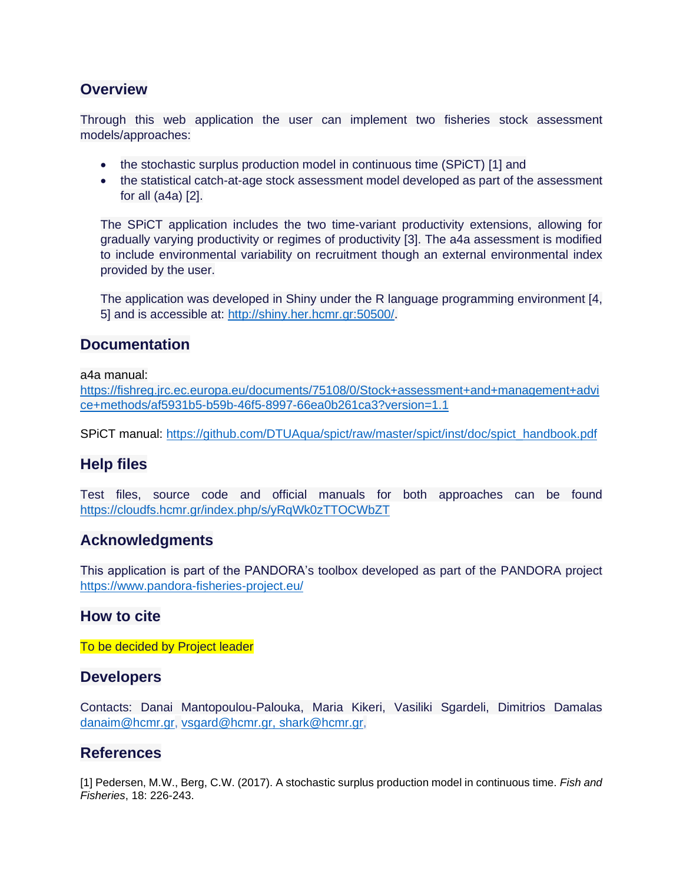## Overview

Through this web application the user can implement two fisheries stock assessment models/approaches:

- the stochastic surplus production model in continuous time (SPiCT) [1] and
- the statistical catch-at-age stock assessment model developed as part of the assessment for all (a4a) [2].

The SPiCT application includes the two time-variant productivity extensions, allowing for gradually varying productivity or regimes of productivity [3]. The a4a assessment is modified to include environmental variability on recruitment though an external environmental index provided by the user.

The application was developed in Shiny under the R language programming environment [4, 5] and is accessible at: http://shiny.her.hcmr.gr:50500/.

## Documentation

a4a manual:
https://fishreg.jrc.ec.europa.eu/documents/75108/0/Stock+assessment+and+management+advice+methods/af5931b5-b59b-46f5-8997-66ea0b261ca3?version=1.1

SPiCT manual: https://github.com/DTUAqua/spict/raw/master/spict/inst/doc/spict_handbook.pdf

## Help files

Test files, source code and official manuals for both approaches can be found https://cloudfs.hcmr.gr/index.php/s/yRqWk0zTTOCWbZT

## Acknowledgments

This application is part of the PANDORA's toolbox developed as part of the PANDORA project https://www.pandora-fisheries-project.eu/

## How to cite

To be decided by Project leader

## Developers

Contacts: Danai Mantopoulou-Palouka, Maria Kikeri, Vasiliki Sgardeli, Dimitrios Damalas danaim@hcmr.gr, vsgard@hcmr.gr, shark@hcmr.gr,

## References

[1] Pedersen, M.W., Berg, C.W. (2017). A stochastic surplus production model in continuous time. *Fish and Fisheries*, 18: 226-243.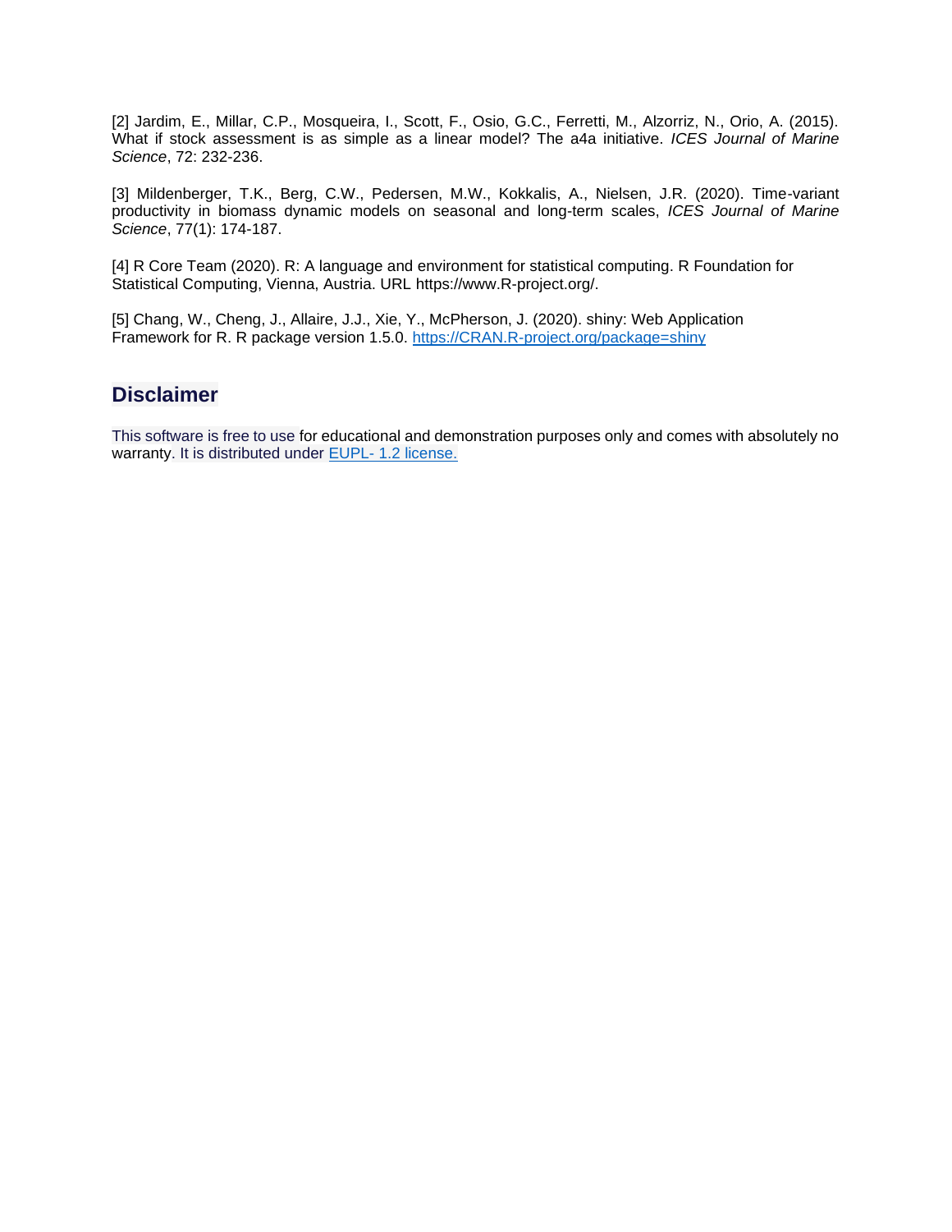[2] Jardim, E., Millar, C.P., Mosqueira, I., Scott, F., Osio, G.C., Ferretti, M., Alzorriz, N., Orio, A. (2015). What if stock assessment is as simple as a linear model? The a4a initiative. *ICES Journal of Marine Science*, 72: 232-236.

[3] Mildenberger, T.K., Berg, C.W., Pedersen, M.W., Kokkalis, A., Nielsen, J.R. (2020). Time-variant productivity in biomass dynamic models on seasonal and long-term scales, *ICES Journal of Marine Science*, 77(1): 174-187.

[4] R Core Team (2020). R: A language and environment for statistical computing. R Foundation for Statistical Computing, Vienna, Austria. URL https://www.R-project.org/.

[5] Chang, W., Cheng, J., Allaire, J.J., Xie, Y., McPherson, J. (2020). shiny: Web Application Framework for R. R package version 1.5.0. https://CRAN.R-project.org/package=shiny

## Disclaimer

This software is free to use for educational and demonstration purposes only and comes with absolutely no warranty. It is distributed under EUPL- 1.2 license.